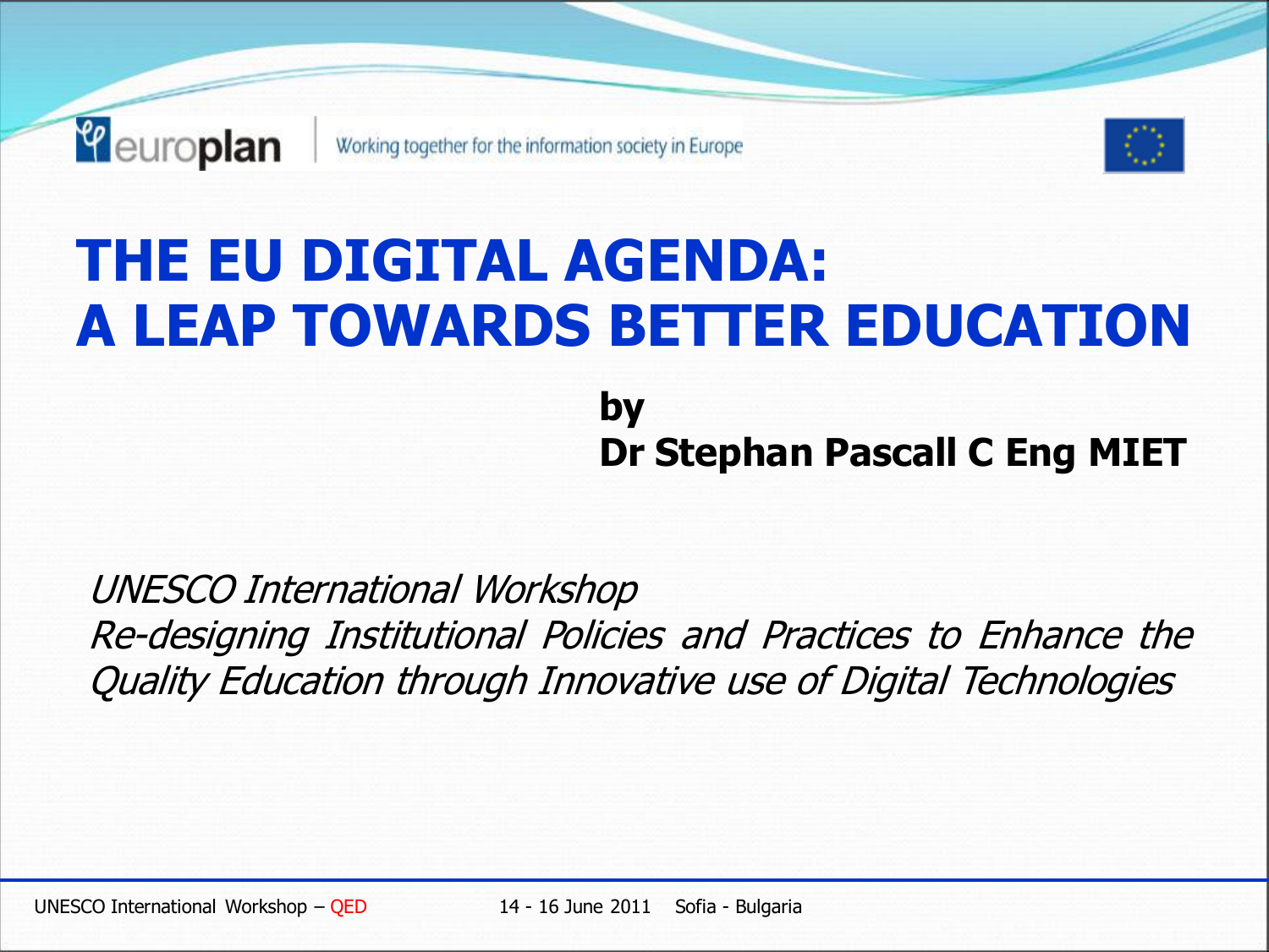europlan | Working together for the information society in Europe

# THE EU DIGITAL AGENDA: A LEAP TOWARDS BETTER EDUCATION

**by**
**Dr Stephan Pascall C Eng MIET**

*UNESCO International Workshop*
*Re-designing Institutional Policies and Practices to Enhance the Quality Education through Innovative use of Digital Technologies*

UNESCO International Workshop – QED   14 - 16 June 2011   Sofia - Bulgaria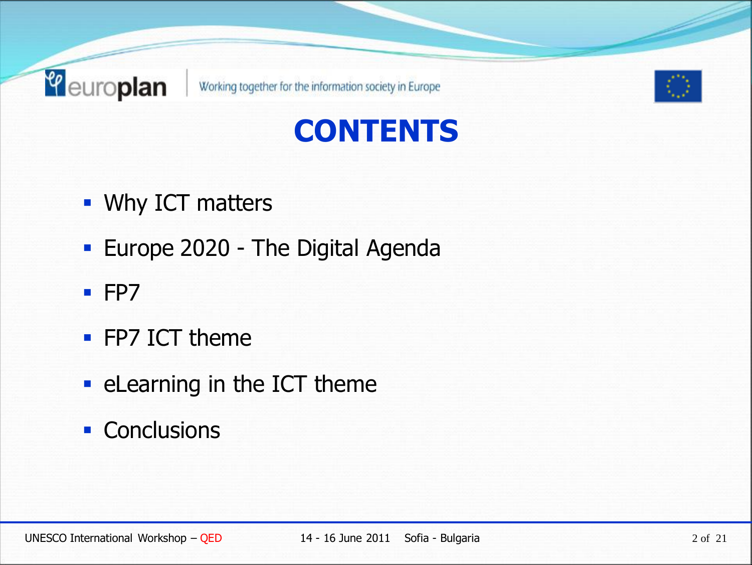# CONTENTS

- Why ICT matters
- Europe 2020 - The Digital Agenda
- FP7
- FP7 ICT theme
- eLearning in the ICT theme
- Conclusions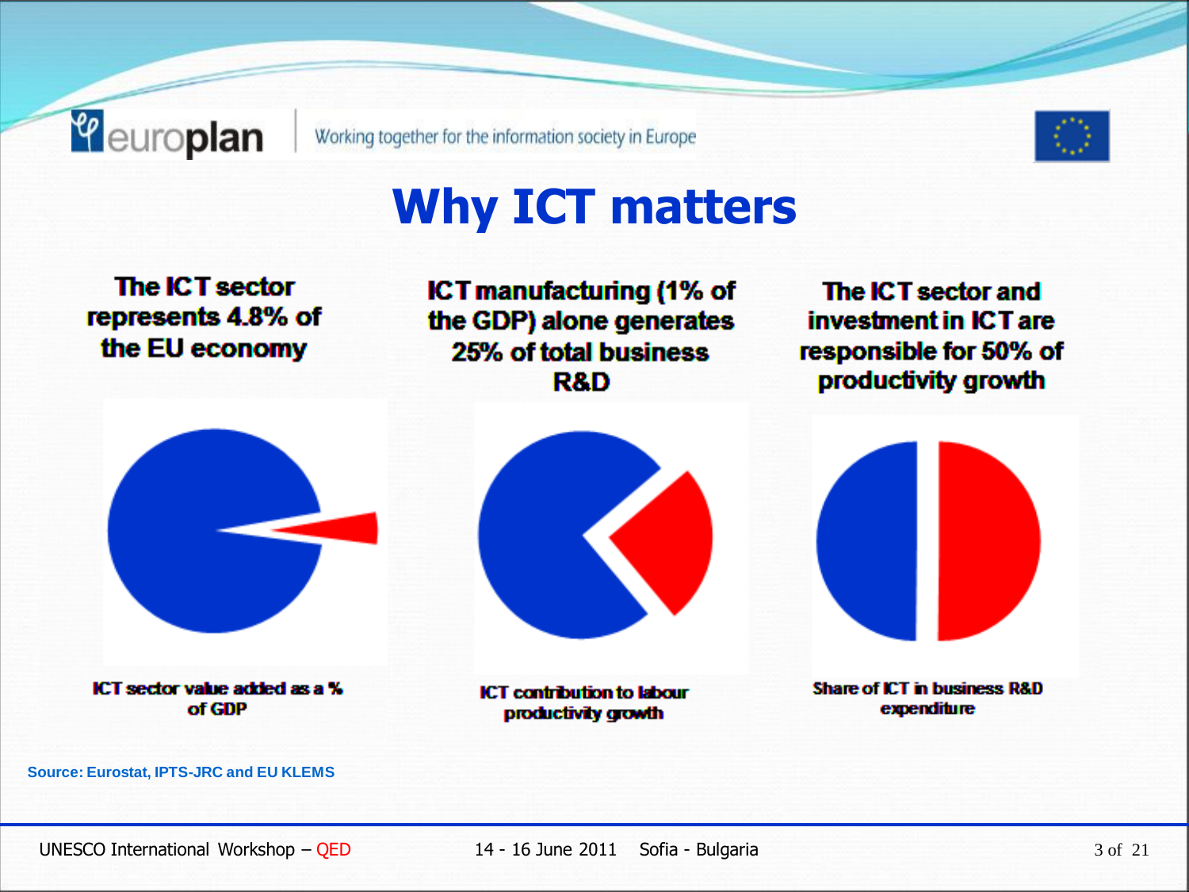# Why ICT matters

**The ICT sector represents 4.8% of the EU economy**

ICT sector value added as a % of GDP

**ICT manufacturing (1% of the GDP) alone generates 25% of total business R&D**

ICT contribution to labour productivity growth

**The ICT sector and investment in ICT are responsible for 50% of productivity growth**

Share of ICT in business R&D expenditure

**Source: Eurostat, IPTS-JRC and EU KLEMS**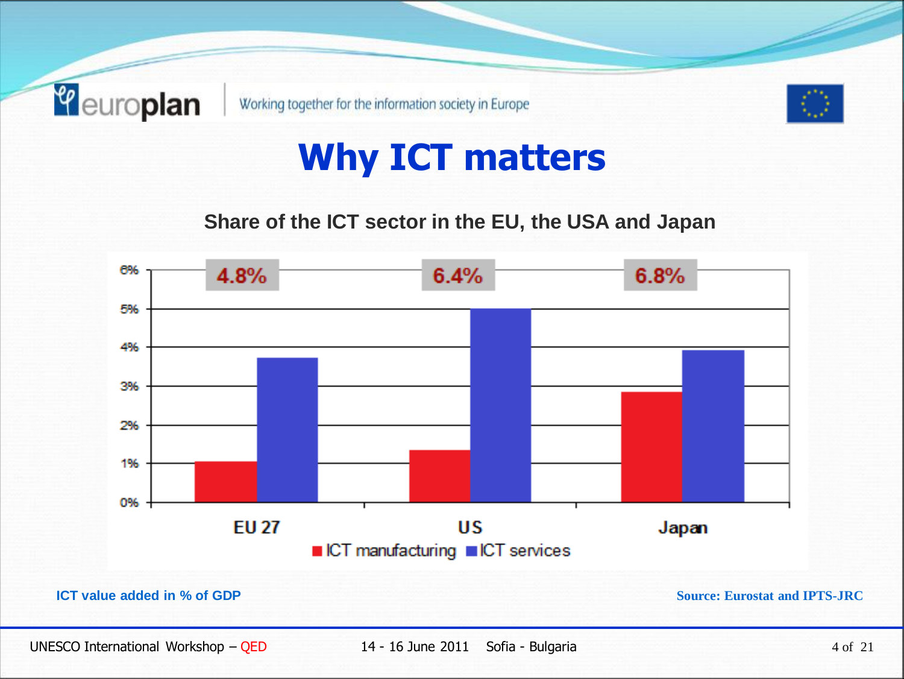# Why ICT matters

**Share of the ICT sector in the EU, the USA and Japan**

| | ICT manufacturing | ICT services | Total |
|---|---|---|---|
| EU 27 | ~1.0% | ~3.7% | 4.8% |
| US | ~1.3% | ~5.0% | 6.4% |
| Japan | ~2.8% | ~3.9% | 6.8% |

**ICT value added in % of GDP**

**Source: Eurostat and IPTS-JRC**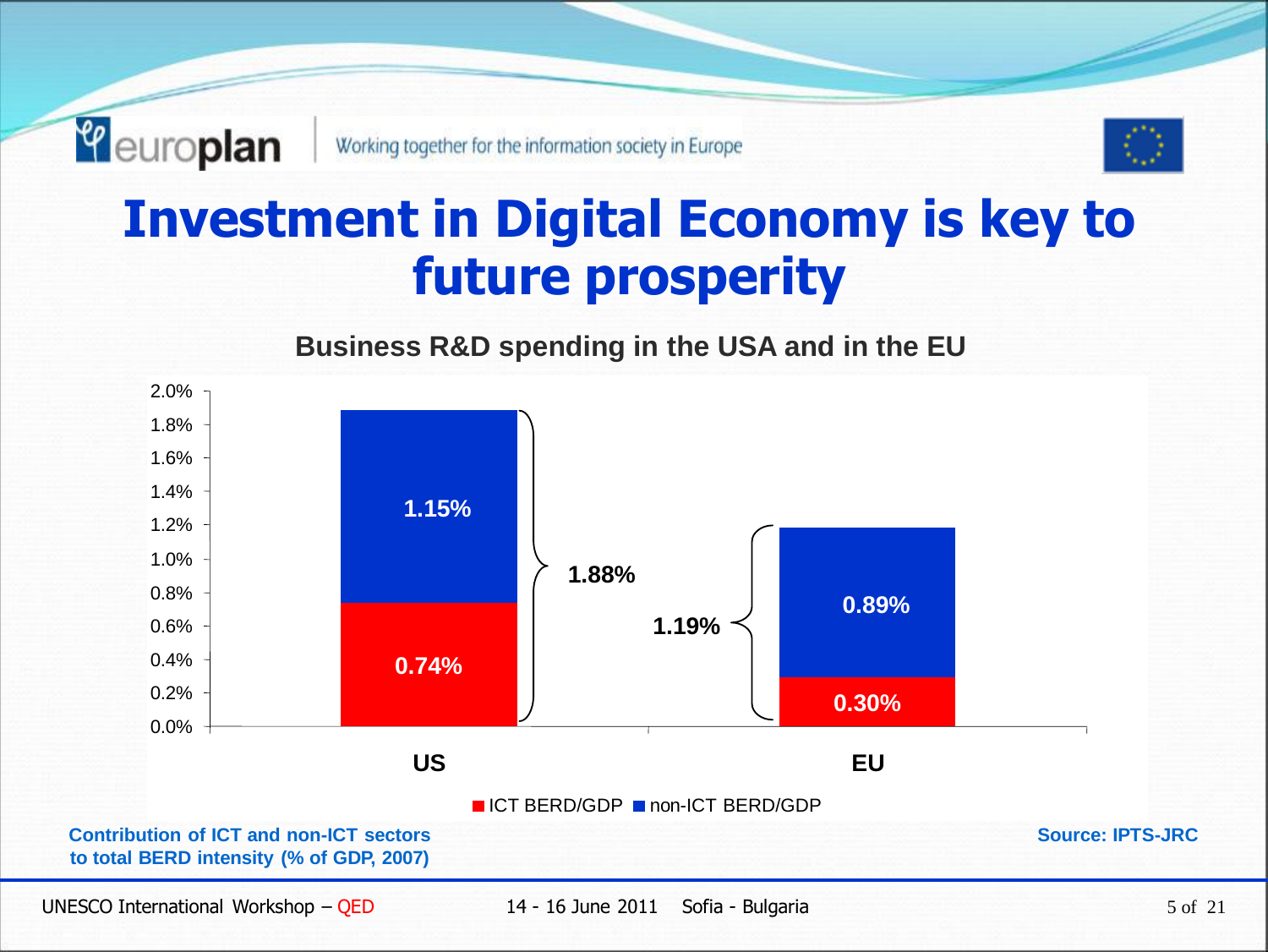# Investment in Digital Economy is key to future prosperity

**Business R&D spending in the USA and in the EU**

| | ICT BERD/GDP | non-ICT BERD/GDP | Total |
|---|---|---|---|
| US | 0.74% | 1.15% | 1.88% |
| EU | 0.30% | 0.89% | 1.19% |

**Contribution of ICT and non-ICT sectors to total BERD intensity (% of GDP, 2007)**

**Source: IPTS-JRC**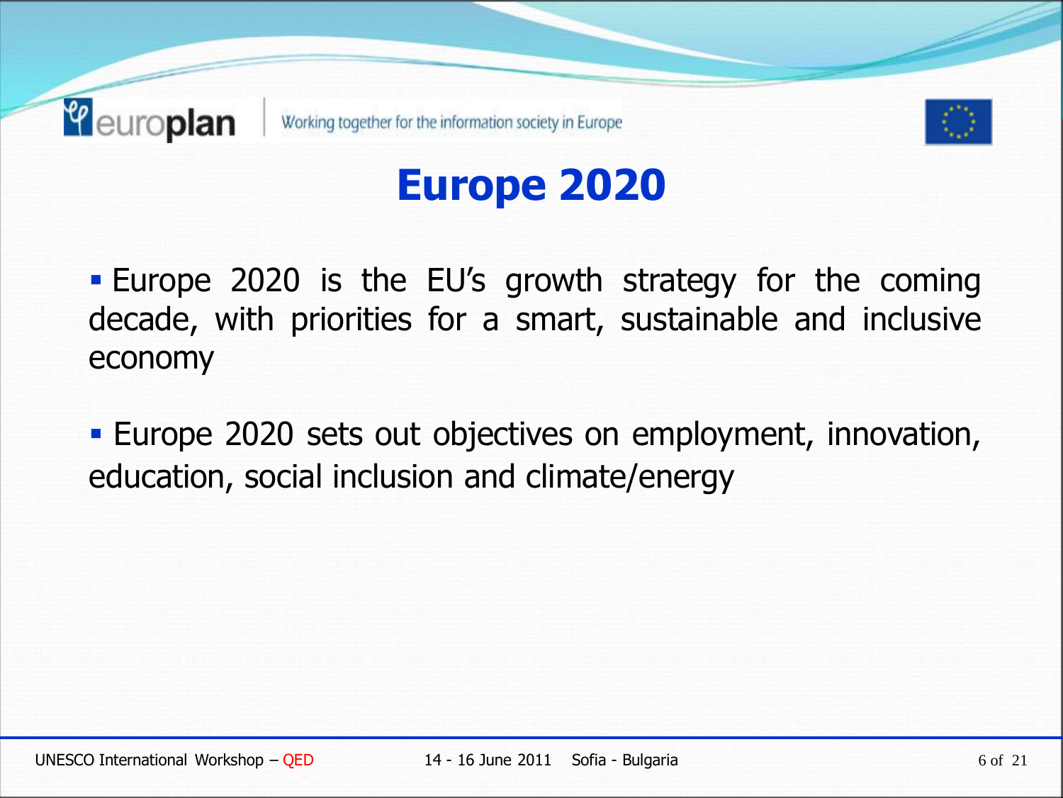# Europe 2020

- Europe 2020 is the EU's growth strategy for the coming decade, with priorities for a smart, sustainable and inclusive economy

- Europe 2020 sets out objectives on employment, innovation, education, social inclusion and climate/energy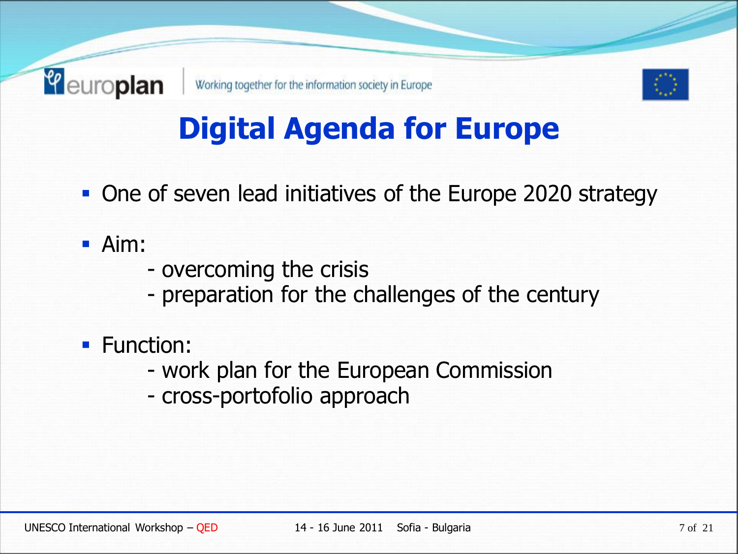# Digital Agenda for Europe

- One of seven lead initiatives of the Europe 2020 strategy
- Aim:
  - overcoming the crisis
  - preparation for the challenges of the century
- Function:
  - work plan for the European Commission
  - cross-portofolio approach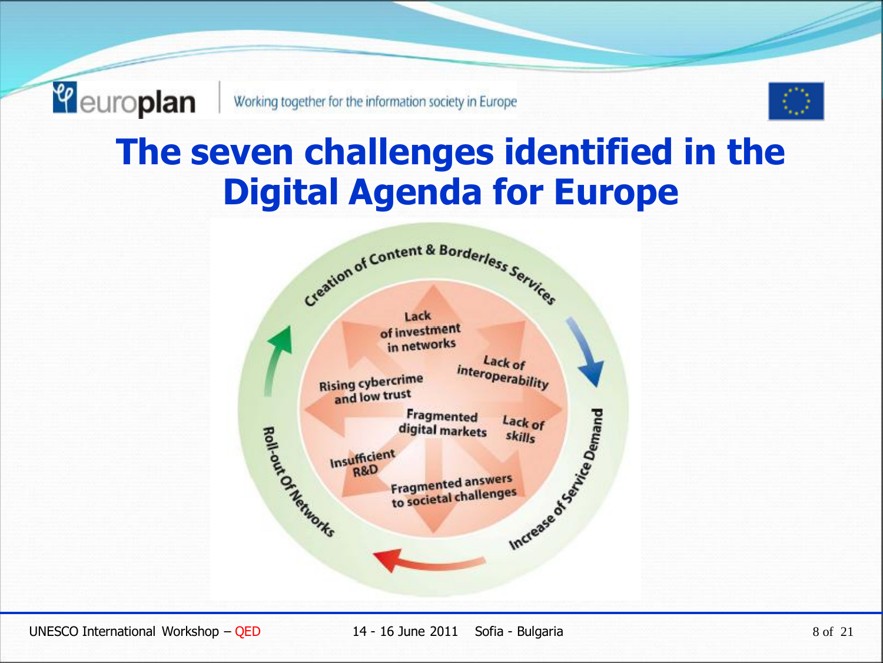# The seven challenges identified in the Digital Agenda for Europe

Creation of Content & Borderless Services

Increase of Service Demand

Roll-out Of Networks

- Lack of investment in networks
- Lack of interoperability
- Rising cybercrime and low trust
- Fragmented digital markets
- Lack of skills
- Insufficient R&D
- Fragmented answers to societal challenges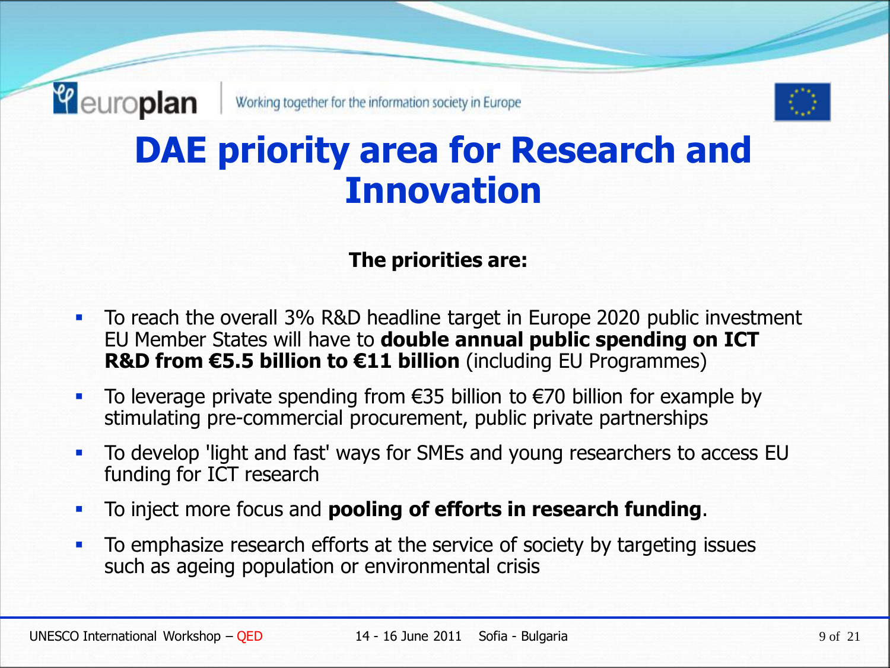# DAE priority area for Research and Innovation

**The priorities are:**

- To reach the overall 3% R&D headline target in Europe 2020 public investment EU Member States will have to **double annual public spending on ICT R&D from €5.5 billion to €11 billion** (including EU Programmes)
- To leverage private spending from €35 billion to €70 billion for example by stimulating pre-commercial procurement, public private partnerships
- To develop 'light and fast' ways for SMEs and young researchers to access EU funding for ICT research
- To inject more focus and **pooling of efforts in research funding**.
- To emphasize research efforts at the service of society by targeting issues such as ageing population or environmental crisis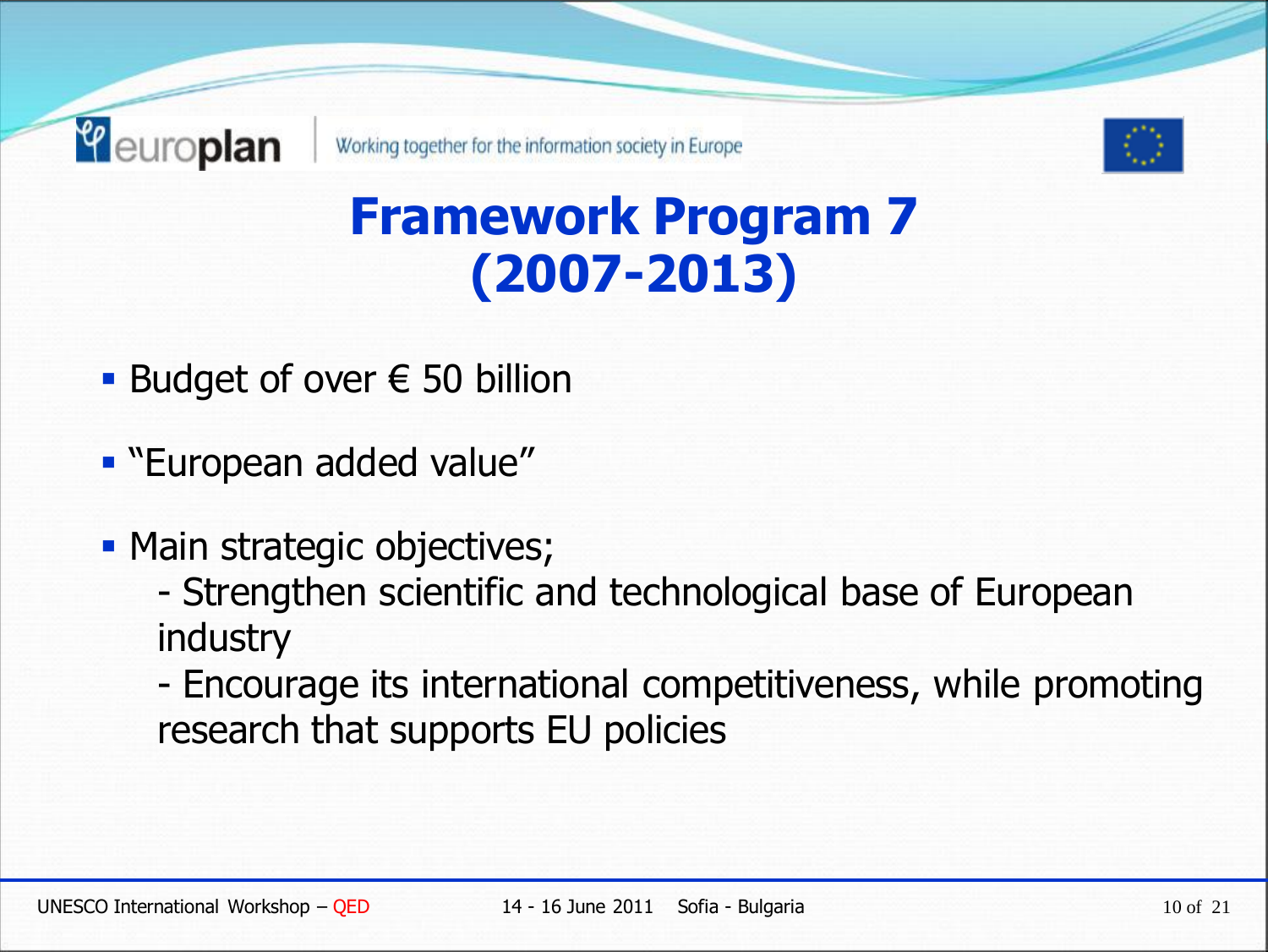# Framework Program 7 (2007-2013)

- Budget of over € 50 billion
- "European added value"
- Main strategic objectives;
  - Strengthen scientific and technological base of European industry
  - Encourage its international competitiveness, while promoting research that supports EU policies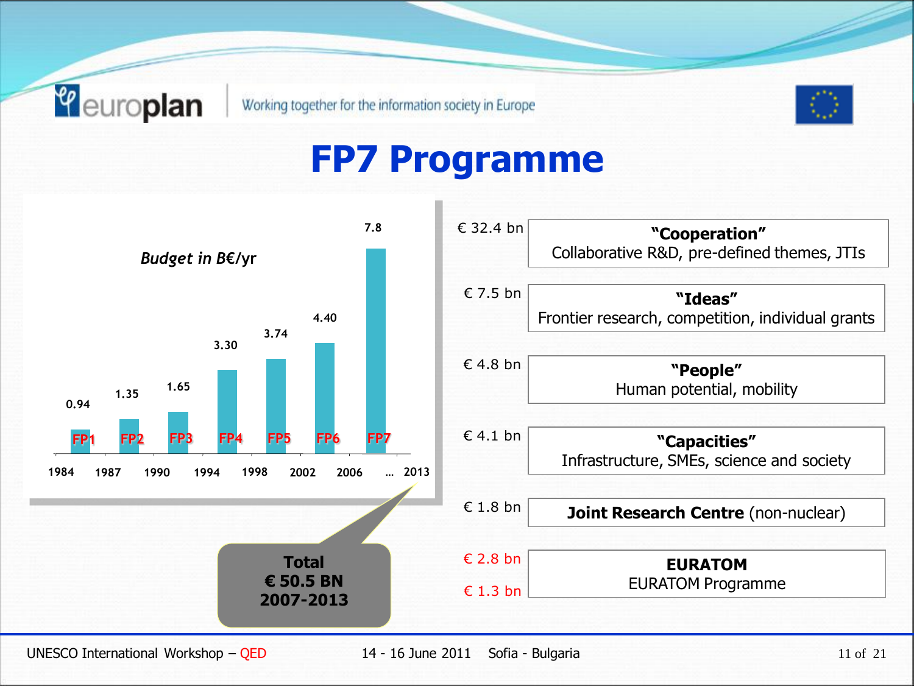# FP7 Programme

*Budget in B€/yr*

| Programme | Year | Budget (B€/yr) |
|---|---|---|
| FP1 | 1984 | 0.94 |
| FP2 | 1987 | 1.35 |
| FP3 | 1990 | 1.65 |
| FP4 | 1994 | 3.30 |
| FP5 | 1998 | 3.74 |
| FP6 | 2002 | 4.40 |
| FP7 | 2006 … 2013 | 7.8 |

**Total € 50.5 BN 2007-2013**

| Budget | Programme |
|---|---|
| € 32.4 bn | **"Cooperation"** Collaborative R&D, pre-defined themes, JTIs |
| € 7.5 bn | **"Ideas"** Frontier research, competition, individual grants |
| € 4.8 bn | **"People"** Human potential, mobility |
| € 4.1 bn | **"Capacities"** Infrastructure, SMEs, science and society |
| € 1.8 bn | **Joint Research Centre** (non-nuclear) |
| € 2.8 bn / € 1.3 bn | **EURATOM** EURATOM Programme |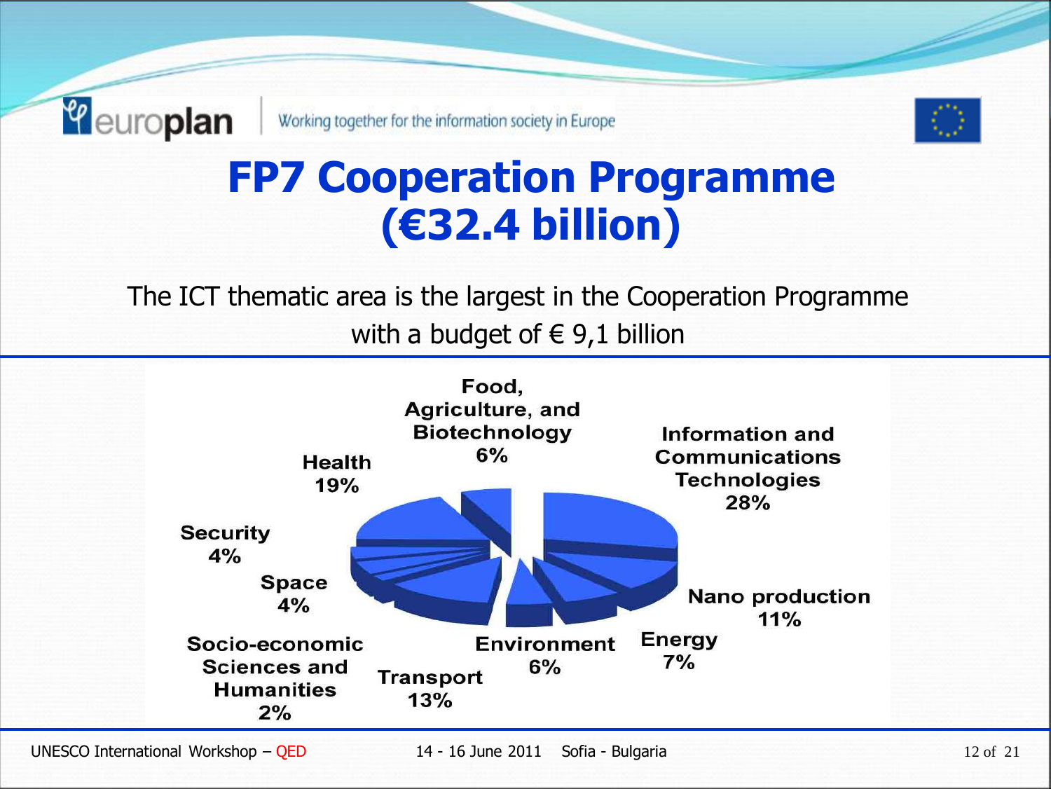# FP7 Cooperation Programme (€32.4 billion)

The ICT thematic area is the largest in the Cooperation Programme with a budget of € 9,1 billion

| Thematic area | Share |
| --- | --- |
| Information and Communications Technologies | 28% |
| Health | 19% |
| Transport | 13% |
| Nano production | 11% |
| Energy | 7% |
| Food, Agriculture, and Biotechnology | 6% |
| Environment | 6% |
| Security | 4% |
| Space | 4% |
| Socio-economic Sciences and Humanities | 2% |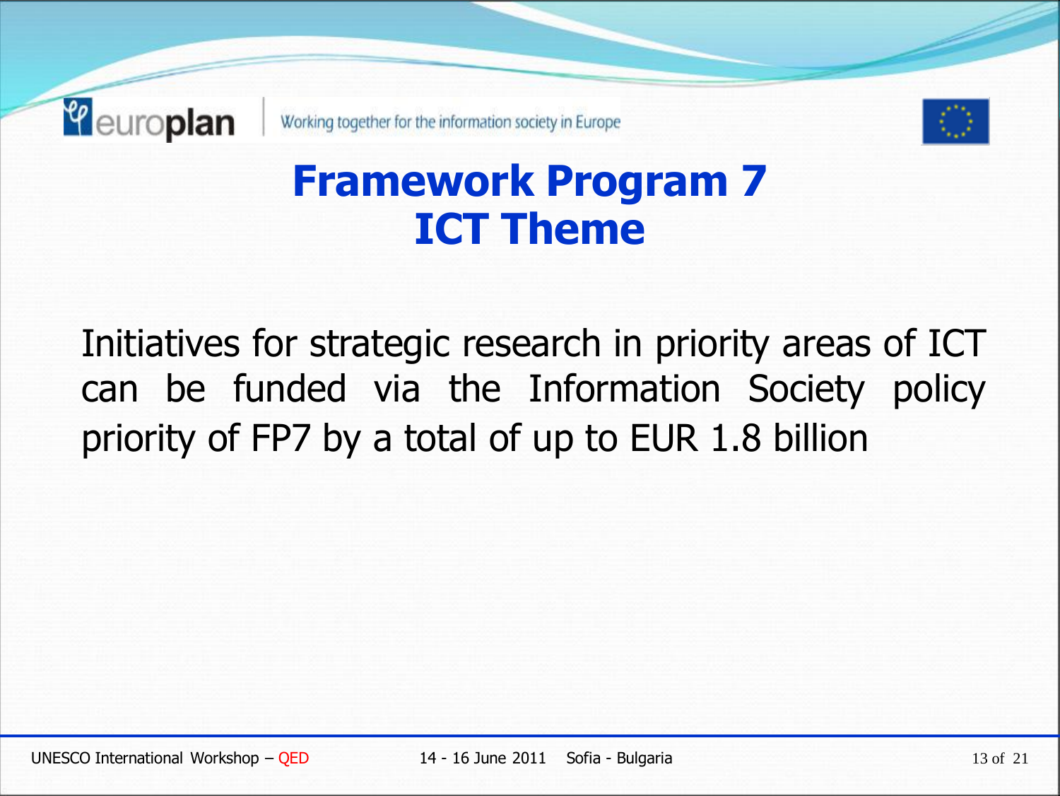# Framework Program 7
# ICT Theme

Initiatives for strategic research in priority areas of ICT can be funded via the Information Society policy priority of FP7 by a total of up to EUR 1.8 billion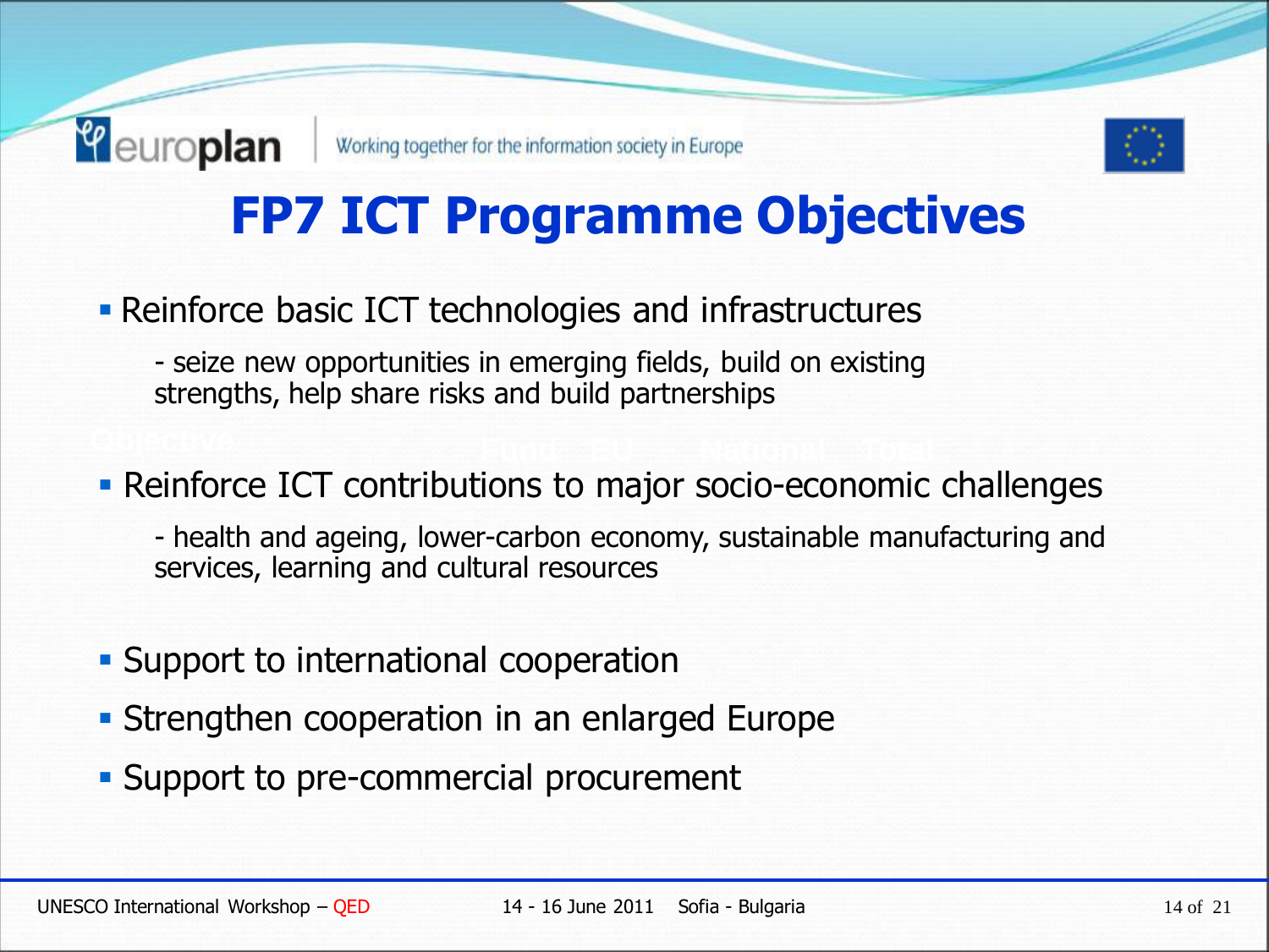# FP7 ICT Programme Objectives

- Reinforce basic ICT technologies and infrastructures

  - seize new opportunities in emerging fields, build on existing strengths, help share risks and build partnerships

- Reinforce ICT contributions to major socio-economic challenges

  - health and ageing, lower-carbon economy, sustainable manufacturing and services, learning and cultural resources

- Support to international cooperation
- Strengthen cooperation in an enlarged Europe
- Support to pre-commercial procurement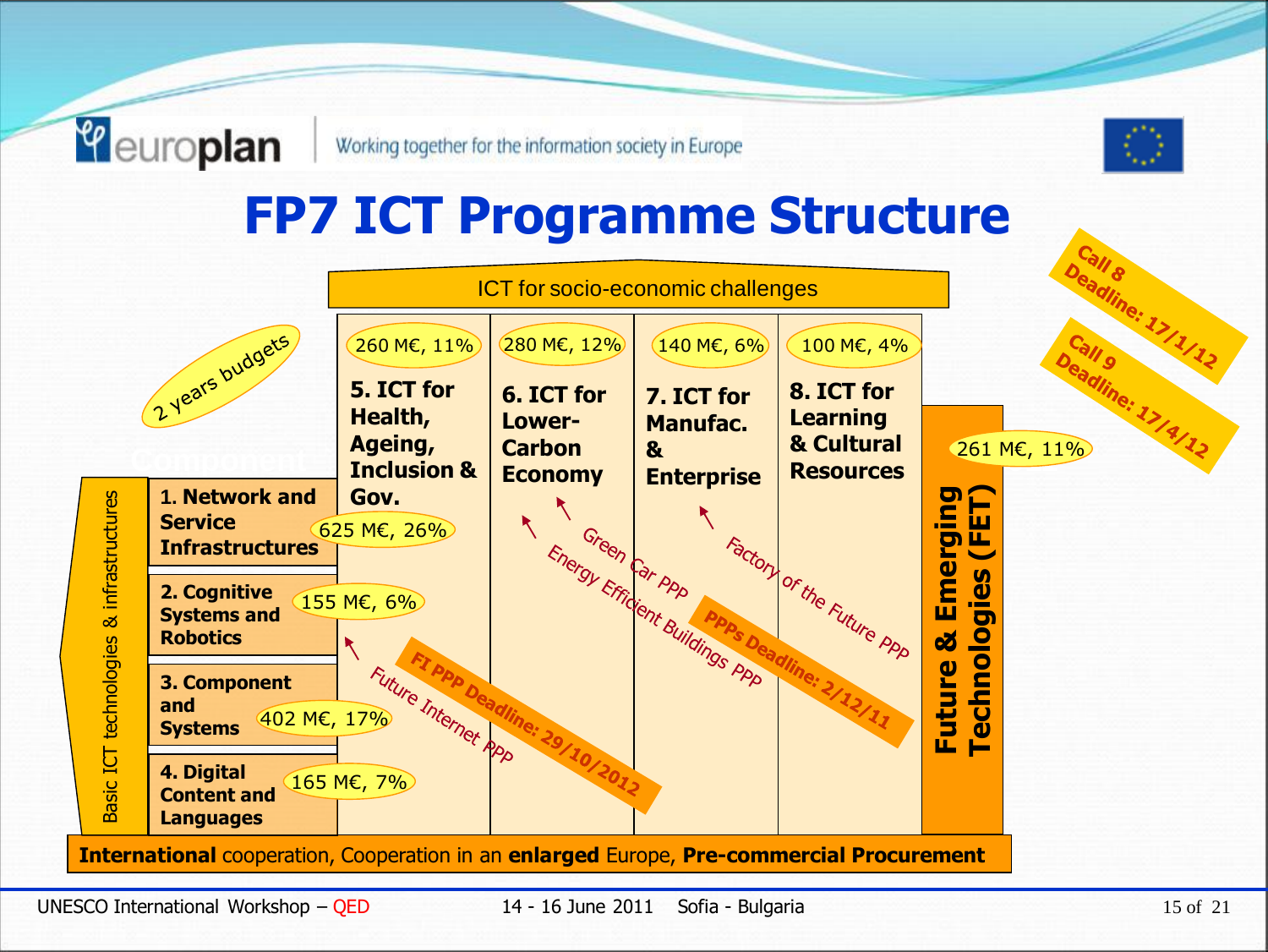# FP7 ICT Programme Structure

europlan — Working together for the information society in Europe

**ICT for socio-economic challenges**

| Area | Budget |
|---|---|
| 5. ICT for Health, Ageing, Inclusion & Gov. | 260 M€, 11% |
| 6. ICT for Lower-Carbon Economy | 280 M€, 12% |
| 7. ICT for Manufac. & Enterprise | 140 M€, 6% |
| 8. ICT for Learning & Cultural Resources | 100 M€, 4% |

**Basic ICT technologies & infrastructures**

| Area | Budget |
|---|---|
| 1. Network and Service Infrastructures | 625 M€, 26% |
| 2. Cognitive Systems and Robotics | 155 M€, 6% |
| 3. Component and Systems | 402 M€, 17% |
| 4. Digital Content and Languages | 165 M€, 7% |

**Future & Emerging Technologies (FET)**: 261 M€, 11%

**International** cooperation, Cooperation in an **enlarged** Europe, **Pre-commercial Procurement**

2 years budgets

- Future Internet PPP — **FI PPP Deadline: 29/10/2012**
- Green Car PPP, Energy Efficient Buildings PPP, Factory of the Future PPP — **PPPs Deadline: 2/12/11**
- **Call 8 Deadline: 17/1/12**
- **Call 9 Deadline: 17/4/12**

UNESCO International Workshop – QED — 14 - 16 June 2011 Sofia - Bulgaria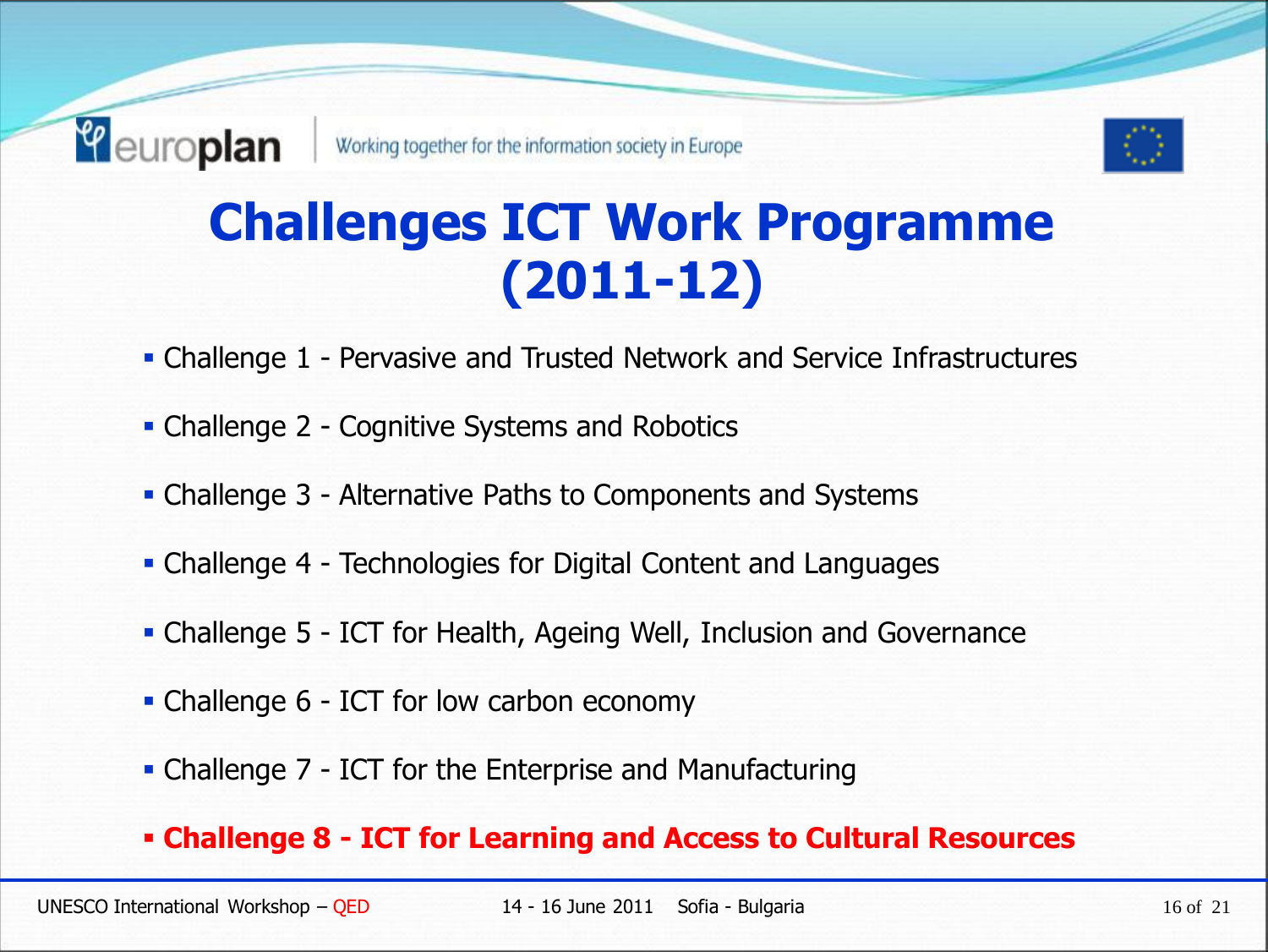# Challenges ICT Work Programme (2011-12)

- Challenge 1 - Pervasive and Trusted Network and Service Infrastructures
- Challenge 2 - Cognitive Systems and Robotics
- Challenge 3 - Alternative Paths to Components and Systems
- Challenge 4 - Technologies for Digital Content and Languages
- Challenge 5 - ICT for Health, Ageing Well, Inclusion and Governance
- Challenge 6 - ICT for low carbon economy
- Challenge 7 - ICT for the Enterprise and Manufacturing
- **Challenge 8 - ICT for Learning and Access to Cultural Resources**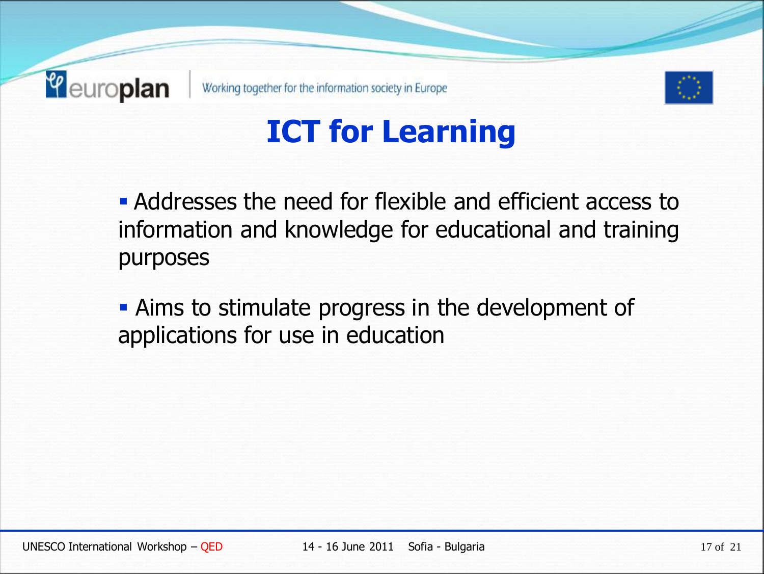# ICT for Learning

- Addresses the need for flexible and efficient access to information and knowledge for educational and training purposes
- Aims to stimulate progress in the development of applications for use in education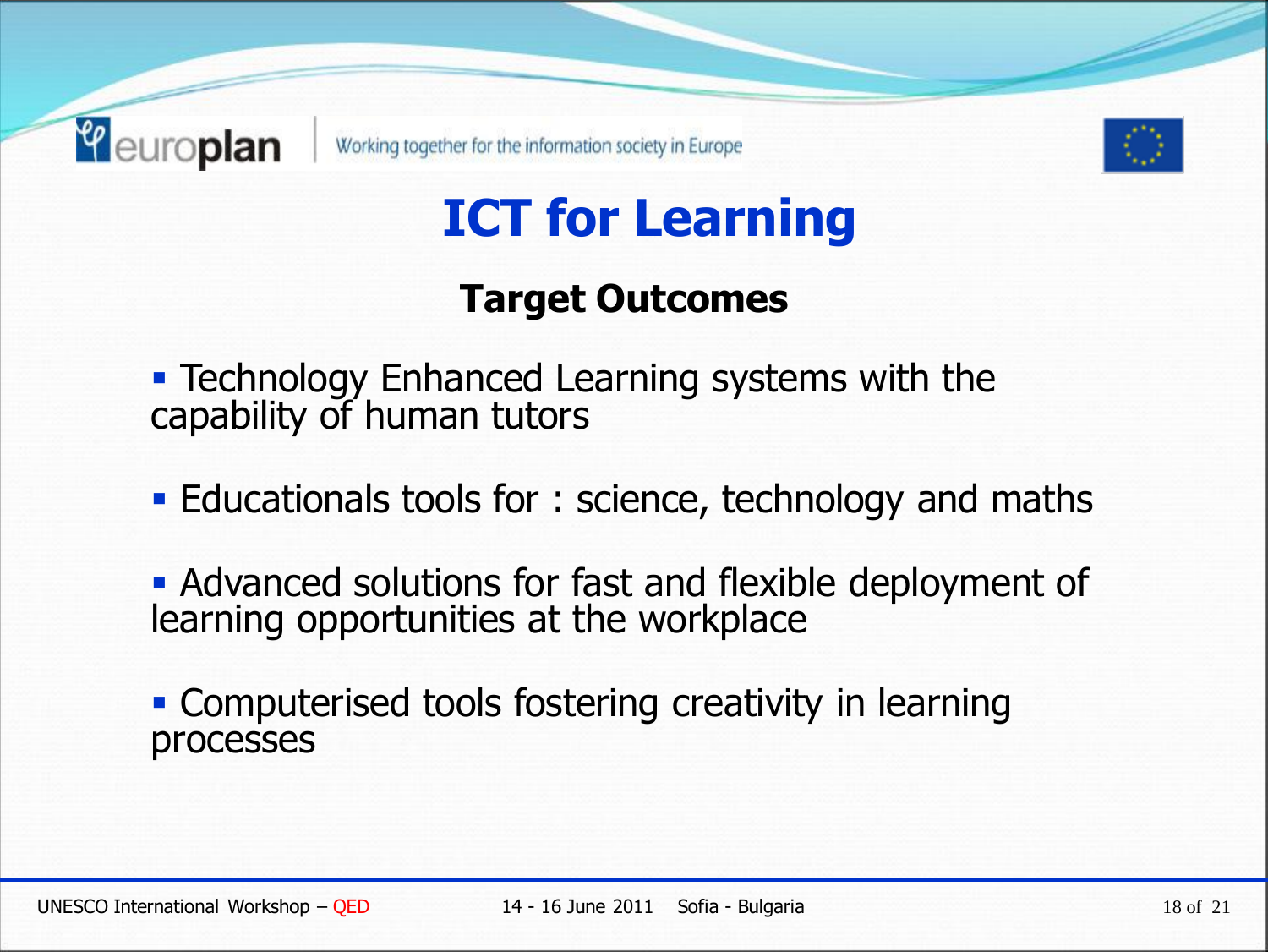# ICT for Learning

## Target Outcomes

- Technology Enhanced Learning systems with the capability of human tutors
- Educationals tools for : science, technology and maths
- Advanced solutions for fast and flexible deployment of learning opportunities at the workplace
- Computerised tools fostering creativity in learning processes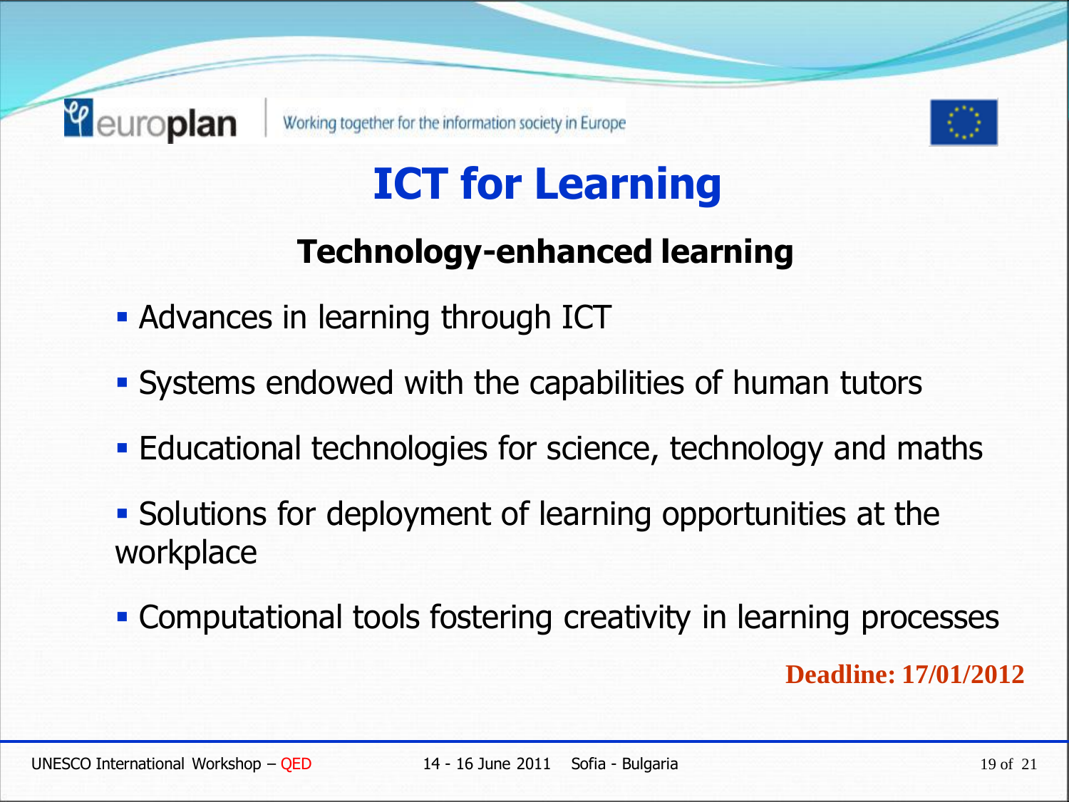# ICT for Learning

## Technology-enhanced learning

- Advances in learning through ICT
- Systems endowed with the capabilities of human tutors
- Educational technologies for science, technology and maths
- Solutions for deployment of learning opportunities at the workplace
- Computational tools fostering creativity in learning processes

**Deadline: 17/01/2012**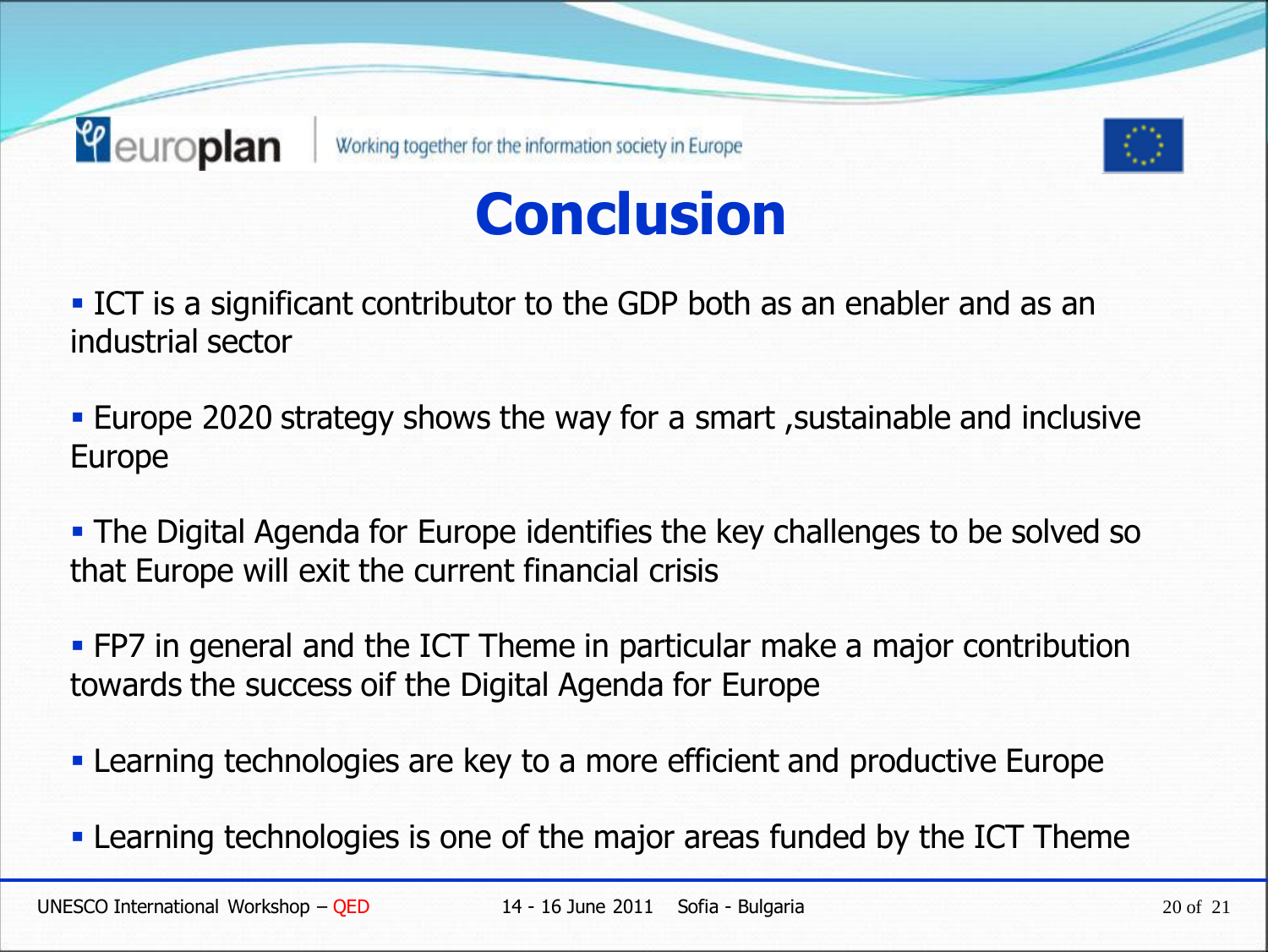# Conclusion

- ICT is a significant contributor to the GDP both as an enabler and as an industrial sector
- Europe 2020 strategy shows the way for a smart ,sustainable and inclusive Europe
- The Digital Agenda for Europe identifies the key challenges to be solved so that Europe will exit the current financial crisis
- FP7 in general and the ICT Theme in particular make a major contribution towards the success oif the Digital Agenda for Europe
- Learning technologies are key to a more efficient and productive Europe
- Learning technologies is one of the major areas funded by the ICT Theme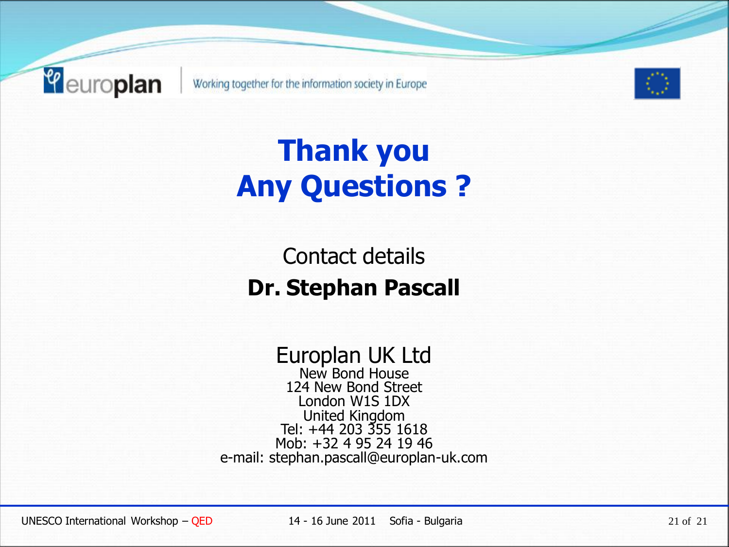# Thank you
# Any Questions ?

Contact details

**Dr. Stephan Pascall**

Europlan UK Ltd
New Bond House
124 New Bond Street
London W1S 1DX
United Kingdom
Tel: +44 203 355 1618
Mob: +32 4 95 24 19 46
e-mail: stephan.pascall@europlan-uk.com